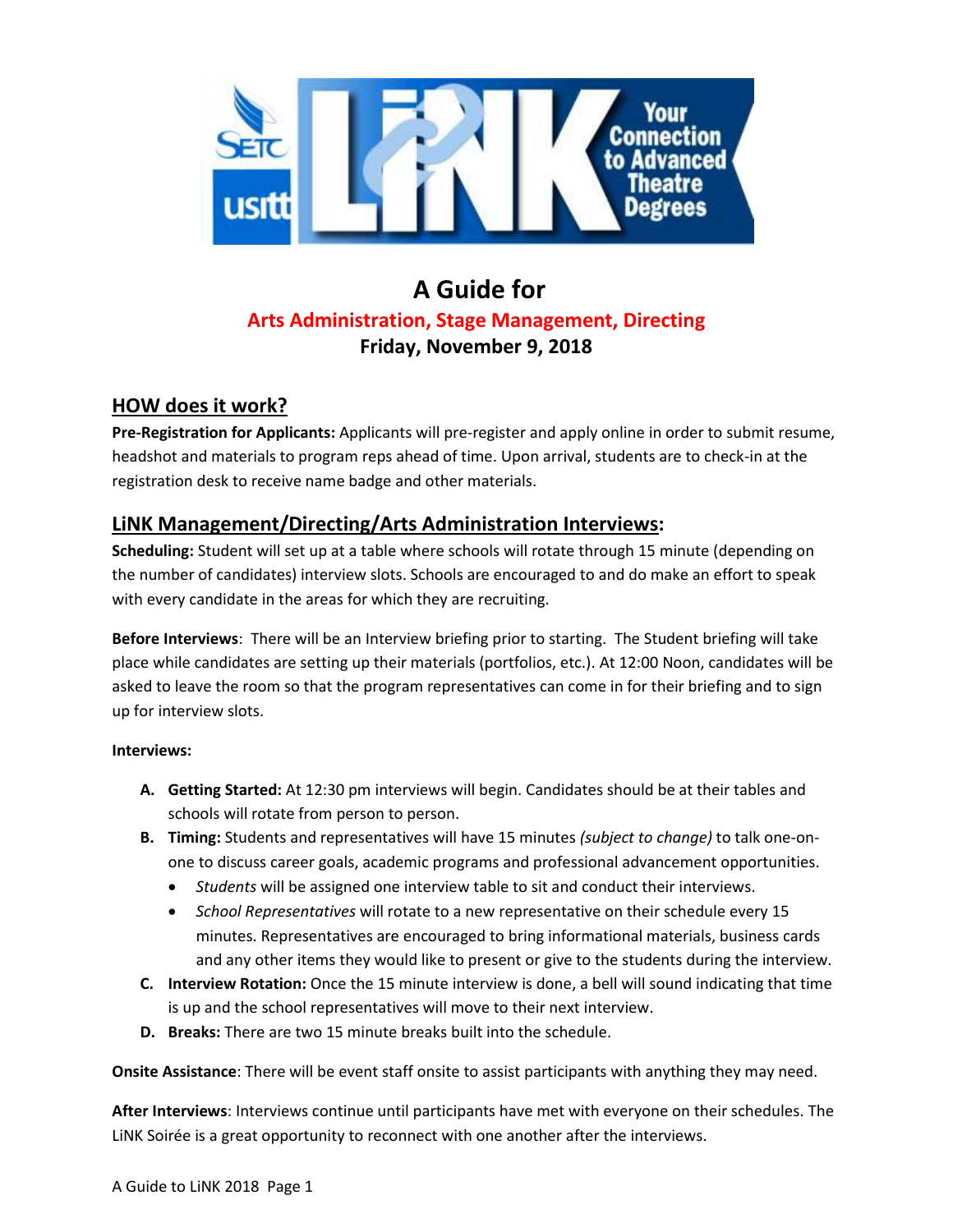# A Guide for

## Arts Administration, Stage Management, Directing

**Friday, November 9, 2018**

## HOW does it work?

**Pre-Registration for Applicants:** Applicants will pre-register and apply online in order to submit resume, headshot and materials to program reps ahead of time. Upon arrival, students are to check-in at the registration desk to receive name badge and other materials.

## LiNK Management/Directing/Arts Administration Interviews:

**Scheduling:** Student will set up at a table where schools will rotate through 15 minute (depending on the number of candidates) interview slots. Schools are encouraged to and do make an effort to speak with every candidate in the areas for which they are recruiting.

**Before Interviews**: There will be an Interview briefing prior to starting. The Student briefing will take place while candidates are setting up their materials (portfolios, etc.). At 12:00 Noon, candidates will be asked to leave the room so that the program representatives can come in for their briefing and to sign up for interview slots.

**Interviews:**

A. **Getting Started:** At 12:30 pm interviews will begin. Candidates should be at their tables and schools will rotate from person to person.
B. **Timing:** Students and representatives will have 15 minutes *(subject to change)* to talk one-on-one to discuss career goals, academic programs and professional advancement opportunities.
   - *Students* will be assigned one interview table to sit and conduct their interviews.
   - *School Representatives* will rotate to a new representative on their schedule every 15 minutes. Representatives are encouraged to bring informational materials, business cards and any other items they would like to present or give to the students during the interview.
C. **Interview Rotation:** Once the 15 minute interview is done, a bell will sound indicating that time is up and the school representatives will move to their next interview.
D. **Breaks:** There are two 15 minute breaks built into the schedule.

**Onsite Assistance**: There will be event staff onsite to assist participants with anything they may need.

**After Interviews**: Interviews continue until participants have met with everyone on their schedules. The LiNK Soirée is a great opportunity to reconnect with one another after the interviews.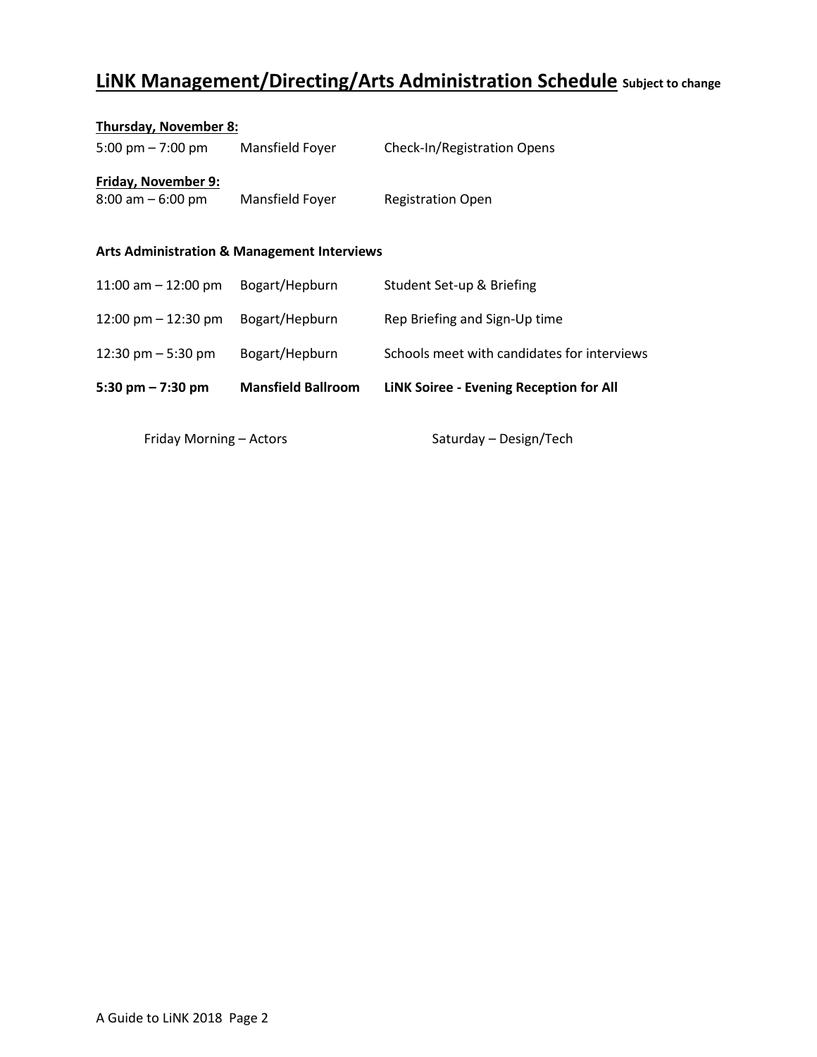# LiNK Management/Directing/Arts Administration Schedule **Subject to change**

**Thursday, November 8:**

| | | |
|---|---|---|
| 5:00 pm – 7:00 pm | Mansfield Foyer | Check-In/Registration Opens |

**Friday, November 9:**

| | | |
|---|---|---|
| 8:00 am – 6:00 pm | Mansfield Foyer | Registration Open |

**Arts Administration & Management Interviews**

| | | |
|---|---|---|
| 11:00 am – 12:00 pm | Bogart/Hepburn | Student Set-up & Briefing |
| 12:00 pm – 12:30 pm | Bogart/Hepburn | Rep Briefing and Sign-Up time |
| 12:30 pm – 5:30 pm | Bogart/Hepburn | Schools meet with candidates for interviews |
| **5:30 pm – 7:30 pm** | **Mansfield Ballroom** | **LiNK Soiree - Evening Reception for All** |

Friday Morning – Actors

Saturday – Design/Tech